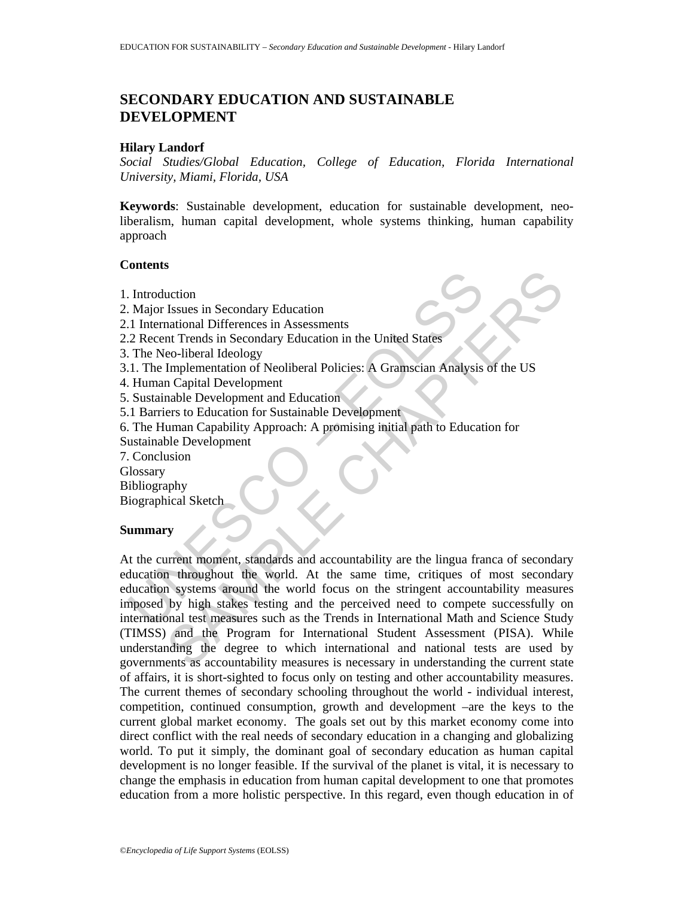# SECONDARY EDUCATION AND SUSTAINABLE DEVELOPMENT

**Hilary Landorf**

*Social Studies/Global Education, College of Education, Florida International University, Miami, Florida, USA*

**Keywords**: Sustainable development, education for sustainable development, neo-liberalism, human capital development, whole systems thinking, human capability approach

## Contents

1. Introduction
2. Major Issues in Secondary Education
2.1 International Differences in Assessments
2.2 Recent Trends in Secondary Education in the United States
3. The Neo-liberal Ideology
3.1. The Implementation of Neoliberal Policies: A Gramscian Analysis of the US
4. Human Capital Development
5. Sustainable Development and Education
5.1 Barriers to Education for Sustainable Development
6. The Human Capability Approach: A promising initial path to Education for Sustainable Development
7. Conclusion

Glossary
Bibliography
Biographical Sketch

## Summary

At the current moment, standards and accountability are the lingua franca of secondary education throughout the world. At the same time, critiques of most secondary education systems around the world focus on the stringent accountability measures imposed by high stakes testing and the perceived need to compete successfully on international test measures such as the Trends in International Math and Science Study (TIMSS) and the Program for International Student Assessment (PISA). While understanding the degree to which international and national tests are used by governments as accountability measures is necessary in understanding the current state of affairs, it is short-sighted to focus only on testing and other accountability measures. The current themes of secondary schooling throughout the world - individual interest, competition, continued consumption, growth and development –are the keys to the current global market economy. The goals set out by this market economy come into direct conflict with the real needs of secondary education in a changing and globalizing world. To put it simply, the dominant goal of secondary education as human capital development is no longer feasible. If the survival of the planet is vital, it is necessary to change the emphasis in education from human capital development to one that promotes education from a more holistic perspective. In this regard, even though education in of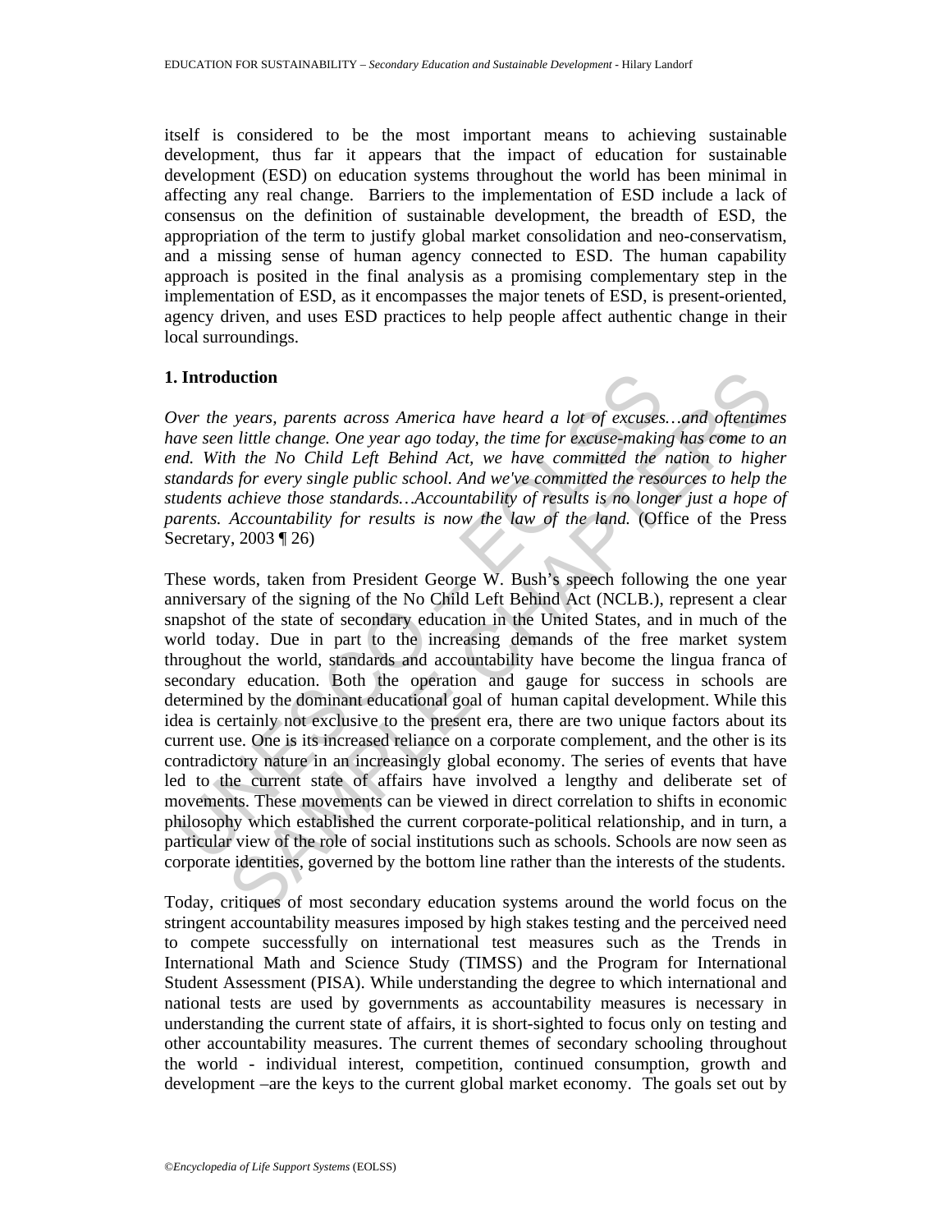itself is considered to be the most important means to achieving sustainable development, thus far it appears that the impact of education for sustainable development (ESD) on education systems throughout the world has been minimal in affecting any real change. Barriers to the implementation of ESD include a lack of consensus on the definition of sustainable development, the breadth of ESD, the appropriation of the term to justify global market consolidation and neo-conservatism, and a missing sense of human agency connected to ESD. The human capability approach is posited in the final analysis as a promising complementary step in the implementation of ESD, as it encompasses the major tenets of ESD, is present-oriented, agency driven, and uses ESD practices to help people affect authentic change in their local surroundings.

## 1. Introduction

*Over the years, parents across America have heard a lot of excuses…and oftentimes have seen little change. One year ago today, the time for excuse-making has come to an end. With the No Child Left Behind Act, we have committed the nation to higher standards for every single public school. And we've committed the resources to help the students achieve those standards…Accountability of results is no longer just a hope of parents. Accountability for results is now the law of the land.* (Office of the Press Secretary, 2003 ¶ 26)

These words, taken from President George W. Bush's speech following the one year anniversary of the signing of the No Child Left Behind Act (NCLB.), represent a clear snapshot of the state of secondary education in the United States, and in much of the world today. Due in part to the increasing demands of the free market system throughout the world, standards and accountability have become the lingua franca of secondary education. Both the operation and gauge for success in schools are determined by the dominant educational goal of human capital development. While this idea is certainly not exclusive to the present era, there are two unique factors about its current use. One is its increased reliance on a corporate complement, and the other is its contradictory nature in an increasingly global economy. The series of events that have led to the current state of affairs have involved a lengthy and deliberate set of movements. These movements can be viewed in direct correlation to shifts in economic philosophy which established the current corporate-political relationship, and in turn, a particular view of the role of social institutions such as schools. Schools are now seen as corporate identities, governed by the bottom line rather than the interests of the students.

Today, critiques of most secondary education systems around the world focus on the stringent accountability measures imposed by high stakes testing and the perceived need to compete successfully on international test measures such as the Trends in International Math and Science Study (TIMSS) and the Program for International Student Assessment (PISA). While understanding the degree to which international and national tests are used by governments as accountability measures is necessary in understanding the current state of affairs, it is short-sighted to focus only on testing and other accountability measures. The current themes of secondary schooling throughout the world - individual interest, competition, continued consumption, growth and development –are the keys to the current global market economy. The goals set out by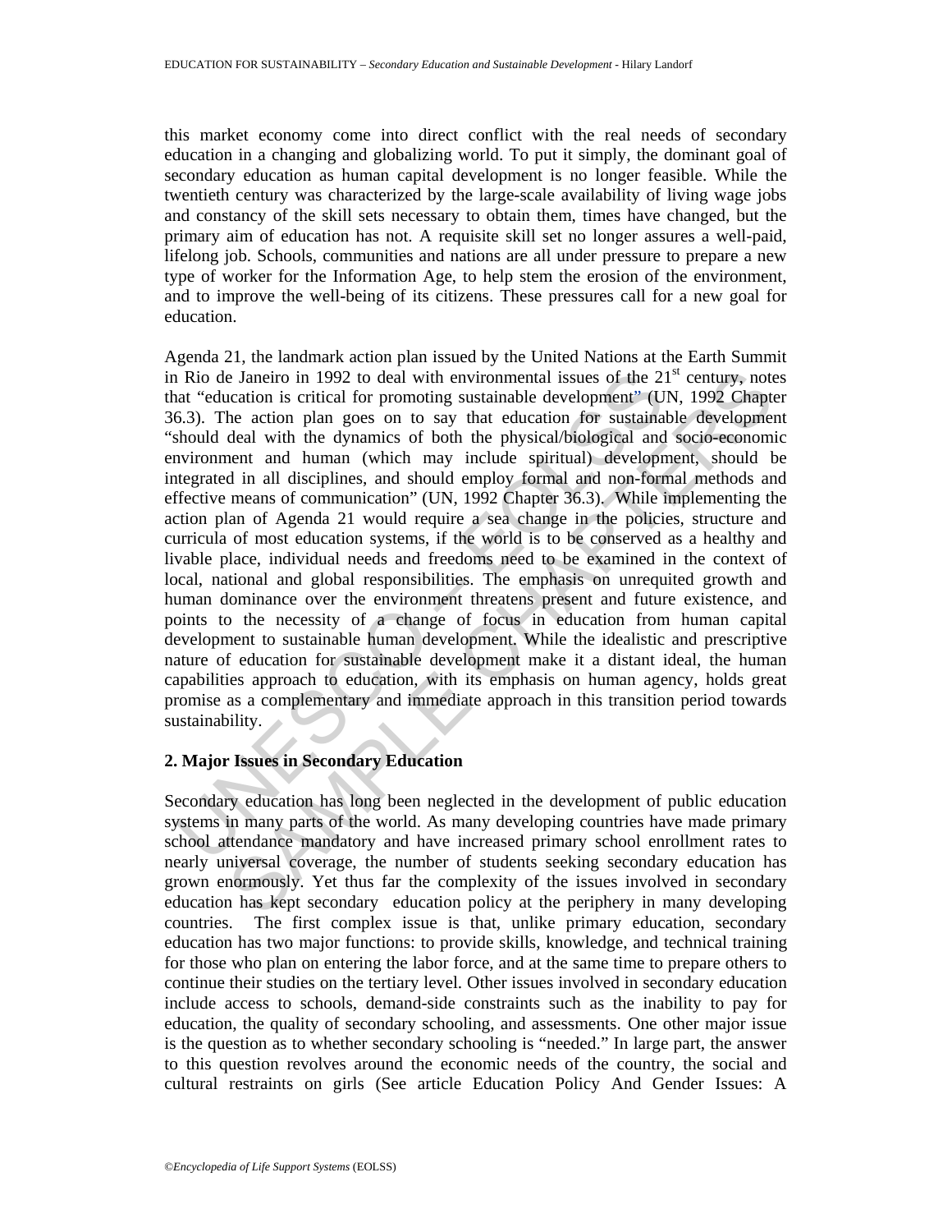this market economy come into direct conflict with the real needs of secondary education in a changing and globalizing world. To put it simply, the dominant goal of secondary education as human capital development is no longer feasible. While the twentieth century was characterized by the large-scale availability of living wage jobs and constancy of the skill sets necessary to obtain them, times have changed, but the primary aim of education has not. A requisite skill set no longer assures a well-paid, lifelong job. Schools, communities and nations are all under pressure to prepare a new type of worker for the Information Age, to help stem the erosion of the environment, and to improve the well-being of its citizens. These pressures call for a new goal for education.

Agenda 21, the landmark action plan issued by the United Nations at the Earth Summit in Rio de Janeiro in 1992 to deal with environmental issues of the 21st century, notes that "education is critical for promoting sustainable development" (UN, 1992 Chapter 36.3). The action plan goes on to say that education for sustainable development "should deal with the dynamics of both the physical/biological and socio-economic environment and human (which may include spiritual) development, should be integrated in all disciplines, and should employ formal and non-formal methods and effective means of communication" (UN, 1992 Chapter 36.3). While implementing the action plan of Agenda 21 would require a sea change in the policies, structure and curricula of most education systems, if the world is to be conserved as a healthy and livable place, individual needs and freedoms need to be examined in the context of local, national and global responsibilities. The emphasis on unrequited growth and human dominance over the environment threatens present and future existence, and points to the necessity of a change of focus in education from human capital development to sustainable human development. While the idealistic and prescriptive nature of education for sustainable development make it a distant ideal, the human capabilities approach to education, with its emphasis on human agency, holds great promise as a complementary and immediate approach in this transition period towards sustainability.

## 2. Major Issues in Secondary Education

Secondary education has long been neglected in the development of public education systems in many parts of the world. As many developing countries have made primary school attendance mandatory and have increased primary school enrollment rates to nearly universal coverage, the number of students seeking secondary education has grown enormously. Yet thus far the complexity of the issues involved in secondary education has kept secondary education policy at the periphery in many developing countries. The first complex issue is that, unlike primary education, secondary education has two major functions: to provide skills, knowledge, and technical training for those who plan on entering the labor force, and at the same time to prepare others to continue their studies on the tertiary level. Other issues involved in secondary education include access to schools, demand-side constraints such as the inability to pay for education, the quality of secondary schooling, and assessments. One other major issue is the question as to whether secondary schooling is "needed." In large part, the answer to this question revolves around the economic needs of the country, the social and cultural restraints on girls (See article Education Policy And Gender Issues: A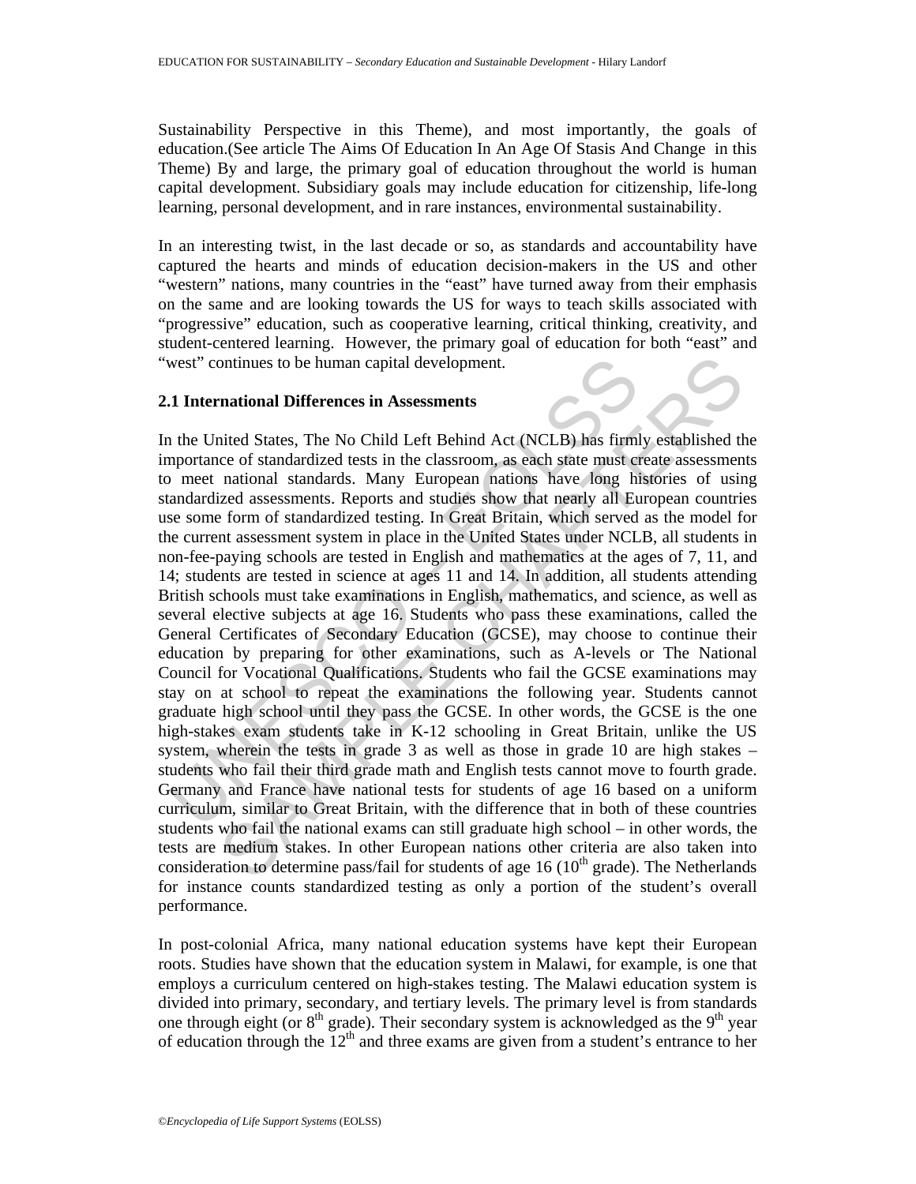Sustainability Perspective in this Theme), and most importantly, the goals of education.(See article The Aims Of Education In An Age Of Stasis And Change in this Theme) By and large, the primary goal of education throughout the world is human capital development. Subsidiary goals may include education for citizenship, life-long learning, personal development, and in rare instances, environmental sustainability.

In an interesting twist, in the last decade or so, as standards and accountability have captured the hearts and minds of education decision-makers in the US and other "western" nations, many countries in the "east" have turned away from their emphasis on the same and are looking towards the US for ways to teach skills associated with "progressive" education, such as cooperative learning, critical thinking, creativity, and student-centered learning. However, the primary goal of education for both "east" and "west" continues to be human capital development.

## 2.1 International Differences in Assessments

In the United States, The No Child Left Behind Act (NCLB) has firmly established the importance of standardized tests in the classroom, as each state must create assessments to meet national standards. Many European nations have long histories of using standardized assessments. Reports and studies show that nearly all European countries use some form of standardized testing. In Great Britain, which served as the model for the current assessment system in place in the United States under NCLB, all students in non-fee-paying schools are tested in English and mathematics at the ages of 7, 11, and 14; students are tested in science at ages 11 and 14. In addition, all students attending British schools must take examinations in English, mathematics, and science, as well as several elective subjects at age 16. Students who pass these examinations, called the General Certificates of Secondary Education (GCSE), may choose to continue their education by preparing for other examinations, such as A-levels or The National Council for Vocational Qualifications. Students who fail the GCSE examinations may stay on at school to repeat the examinations the following year. Students cannot graduate high school until they pass the GCSE. In other words, the GCSE is the one high-stakes exam students take in K-12 schooling in Great Britain, unlike the US system, wherein the tests in grade 3 as well as those in grade 10 are high stakes – students who fail their third grade math and English tests cannot move to fourth grade. Germany and France have national tests for students of age 16 based on a uniform curriculum, similar to Great Britain, with the difference that in both of these countries students who fail the national exams can still graduate high school – in other words, the tests are medium stakes. In other European nations other criteria are also taken into consideration to determine pass/fail for students of age 16 (10$^{th}$ grade). The Netherlands for instance counts standardized testing as only a portion of the student's overall performance.

In post-colonial Africa, many national education systems have kept their European roots. Studies have shown that the education system in Malawi, for example, is one that employs a curriculum centered on high-stakes testing. The Malawi education system is divided into primary, secondary, and tertiary levels. The primary level is from standards one through eight (or 8$^{th}$ grade). Their secondary system is acknowledged as the 9$^{th}$ year of education through the 12$^{th}$ and three exams are given from a student's entrance to her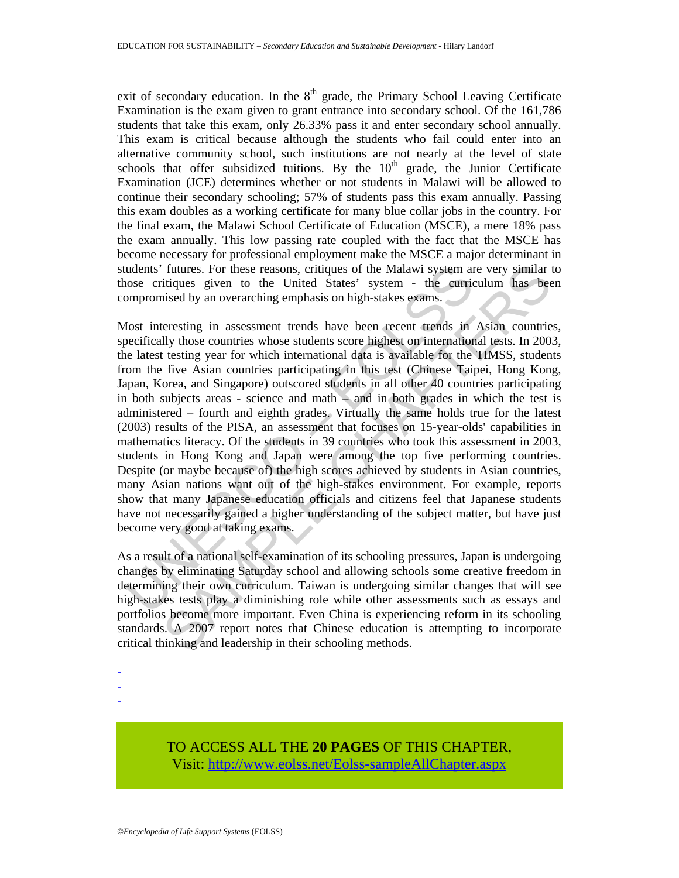exit of secondary education. In the 8th grade, the Primary School Leaving Certificate Examination is the exam given to grant entrance into secondary school. Of the 161,786 students that take this exam, only 26.33% pass it and enter secondary school annually. This exam is critical because although the students who fail could enter into an alternative community school, such institutions are not nearly at the level of state schools that offer subsidized tuitions. By the 10th grade, the Junior Certificate Examination (JCE) determines whether or not students in Malawi will be allowed to continue their secondary schooling; 57% of students pass this exam annually. Passing this exam doubles as a working certificate for many blue collar jobs in the country. For the final exam, the Malawi School Certificate of Education (MSCE), a mere 18% pass the exam annually. This low passing rate coupled with the fact that the MSCE has become necessary for professional employment make the MSCE a major determinant in students' futures. For these reasons, critiques of the Malawi system are very similar to those critiques given to the United States' system - the curriculum has been compromised by an overarching emphasis on high-stakes exams.

Most interesting in assessment trends have been recent trends in Asian countries, specifically those countries whose students score highest on international tests. In 2003, the latest testing year for which international data is available for the TIMSS, students from the five Asian countries participating in this test (Chinese Taipei, Hong Kong, Japan, Korea, and Singapore) outscored students in all other 40 countries participating in both subjects areas - science and math – and in both grades in which the test is administered – fourth and eighth grades. Virtually the same holds true for the latest (2003) results of the PISA, an assessment that focuses on 15-year-olds' capabilities in mathematics literacy. Of the students in 39 countries who took this assessment in 2003, students in Hong Kong and Japan were among the top five performing countries. Despite (or maybe because of) the high scores achieved by students in Asian countries, many Asian nations want out of the high-stakes environment. For example, reports show that many Japanese education officials and citizens feel that Japanese students have not necessarily gained a higher understanding of the subject matter, but have just become very good at taking exams.

As a result of a national self-examination of its schooling pressures, Japan is undergoing changes by eliminating Saturday school and allowing schools some creative freedom in determining their own curriculum. Taiwan is undergoing similar changes that will see high-stakes tests play a diminishing role while other assessments such as essays and portfolios become more important. Even China is experiencing reform in its schooling standards. A 2007 report notes that Chinese education is attempting to incorporate critical thinking and leadership in their schooling methods.

-
-
-

TO ACCESS ALL THE **20 PAGES** OF THIS CHAPTER,
Visit: http://www.eolss.net/Eolss-sampleAllChapter.aspx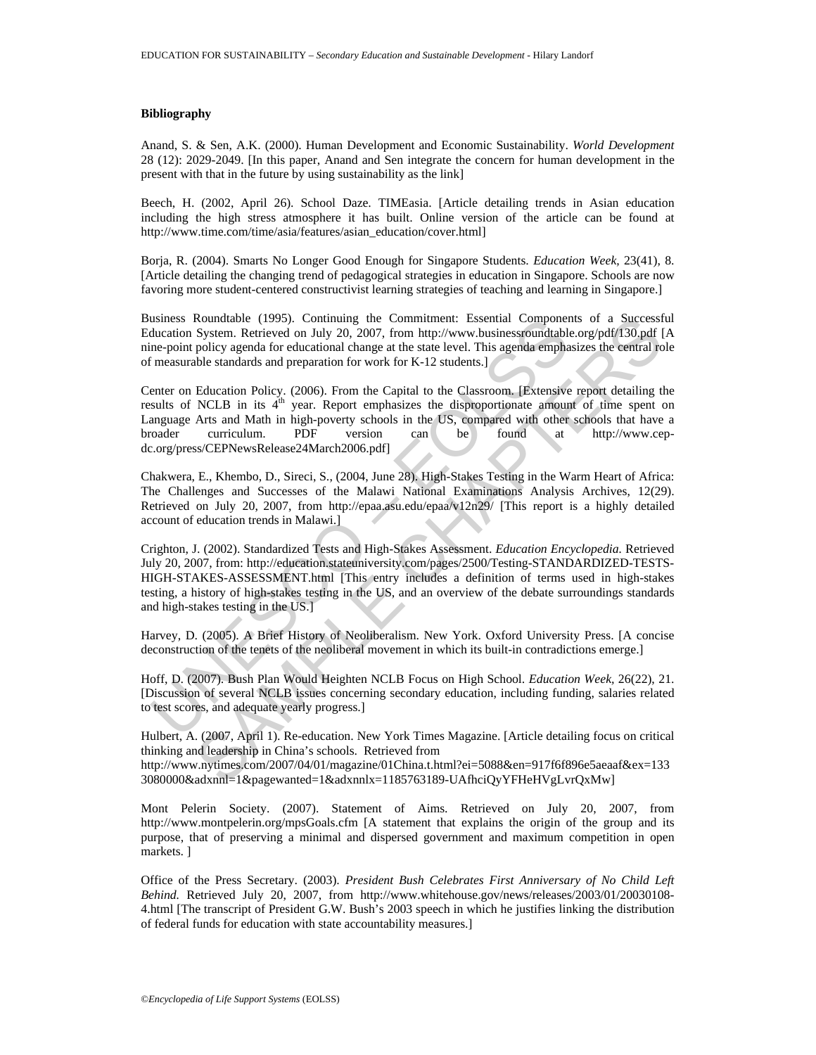**Bibliography**

Anand, S. & Sen, A.K. (2000). Human Development and Economic Sustainability. *World Development* 28 (12): 2029-2049. [In this paper, Anand and Sen integrate the concern for human development in the present with that in the future by using sustainability as the link]

Beech, H. (2002, April 26). School Daze. TIMEasia. [Article detailing trends in Asian education including the high stress atmosphere it has built. Online version of the article can be found at http://www.time.com/time/asia/features/asian_education/cover.html]

Borja, R. (2004). Smarts No Longer Good Enough for Singapore Students. *Education Week,* 23(41), 8. [Article detailing the changing trend of pedagogical strategies in education in Singapore. Schools are now favoring more student-centered constructivist learning strategies of teaching and learning in Singapore.]

Business Roundtable (1995). Continuing the Commitment: Essential Components of a Successful Education System. Retrieved on July 20, 2007, from http://www.businessroundtable.org/pdf/130.pdf [A nine-point policy agenda for educational change at the state level. This agenda emphasizes the central role of measurable standards and preparation for work for K-12 students.]

Center on Education Policy. (2006). From the Capital to the Classroom. [Extensive report detailing the results of NCLB in its 4th year. Report emphasizes the disproportionate amount of time spent on Language Arts and Math in high-poverty schools in the US, compared with other schools that have a broader curriculum. PDF version can be found at http://www.cep-dc.org/press/CEPNewsRelease24March2006.pdf]

Chakwera, E., Khembo, D., Sireci, S., (2004, June 28). High-Stakes Testing in the Warm Heart of Africa: The Challenges and Successes of the Malawi National Examinations Analysis Archives, 12(29). Retrieved on July 20, 2007, from http://epaa.asu.edu/epaa/v12n29/ [This report is a highly detailed account of education trends in Malawi.]

Crighton, J. (2002). Standardized Tests and High-Stakes Assessment. *Education Encyclopedia.* Retrieved July 20, 2007, from: http://education.stateuniversity.com/pages/2500/Testing-STANDARDIZED-TESTS-HIGH-STAKES-ASSESSMENT.html [This entry includes a definition of terms used in high-stakes testing, a history of high-stakes testing in the US, and an overview of the debate surroundings standards and high-stakes testing in the US.]

Harvey, D. (2005). A Brief History of Neoliberalism. New York. Oxford University Press. [A concise deconstruction of the tenets of the neoliberal movement in which its built-in contradictions emerge.]

Hoff, D. (2007). Bush Plan Would Heighten NCLB Focus on High School. *Education Week,* 26(22), 21. [Discussion of several NCLB issues concerning secondary education, including funding, salaries related to test scores, and adequate yearly progress.]

Hulbert, A. (2007, April 1). Re-education. New York Times Magazine. [Article detailing focus on critical thinking and leadership in China's schools. Retrieved from http://www.nytimes.com/2007/04/01/magazine/01China.t.html?ei=5088&en=917f6f896e5aeaaf&ex=1333080000&adxnnl=1&pagewanted=1&adxnnlx=1185763189-UAfhciQyYFHeHVgLvrQxMw]

Mont Pelerin Society. (2007). Statement of Aims. Retrieved on July 20, 2007, from http://www.montpelerin.org/mpsGoals.cfm [A statement that explains the origin of the group and its purpose, that of preserving a minimal and dispersed government and maximum competition in open markets. ]

Office of the Press Secretary. (2003). *President Bush Celebrates First Anniversary of No Child Left Behind.* Retrieved July 20, 2007, from http://www.whitehouse.gov/news/releases/2003/01/20030108-4.html [The transcript of President G.W. Bush's 2003 speech in which he justifies linking the distribution of federal funds for education with state accountability measures.]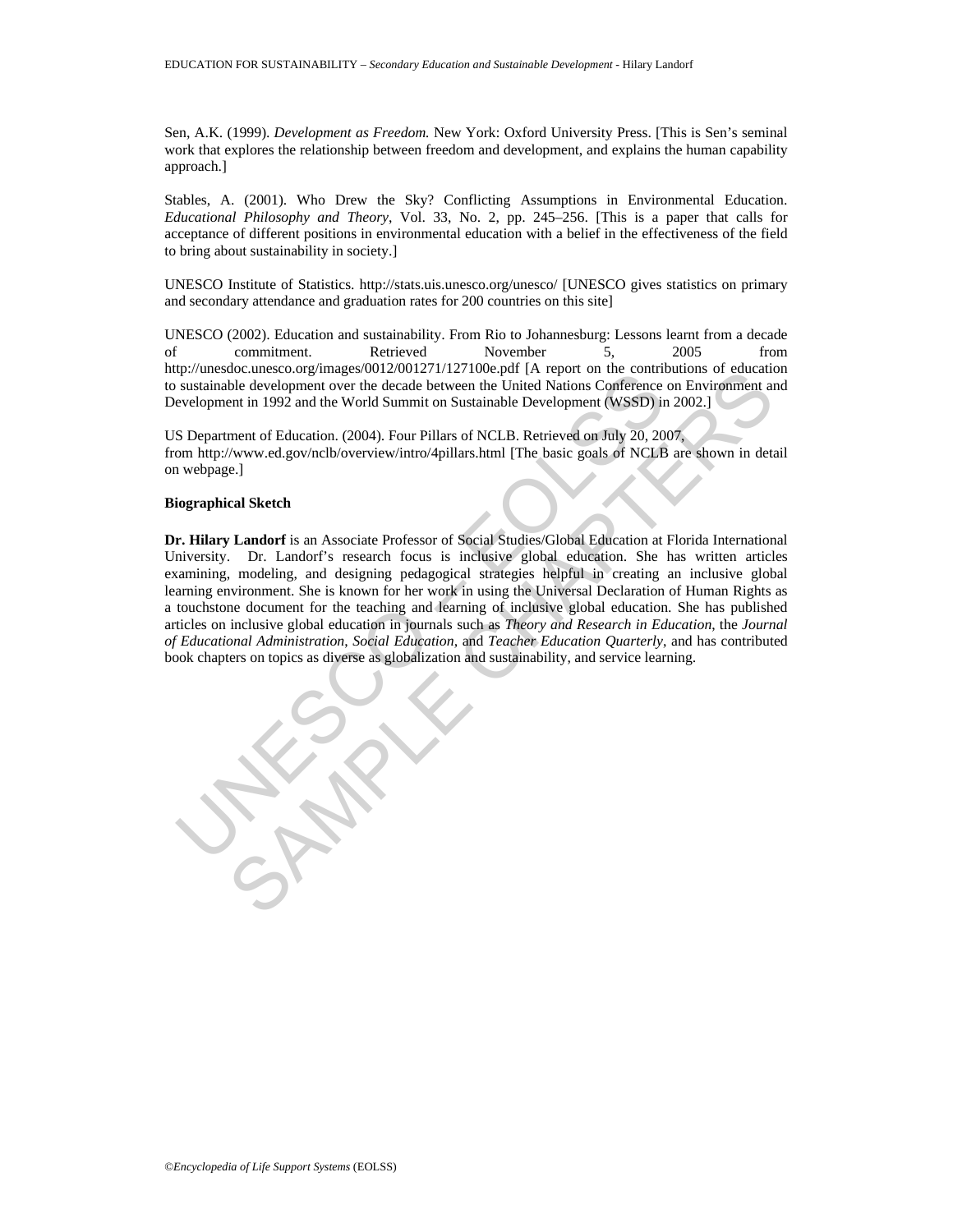Sen, A.K. (1999). *Development as Freedom.* New York: Oxford University Press. [This is Sen's seminal work that explores the relationship between freedom and development, and explains the human capability approach.]

Stables, A. (2001). Who Drew the Sky? Conflicting Assumptions in Environmental Education. *Educational Philosophy and Theory*, Vol. 33, No. 2, pp. 245–256. [This is a paper that calls for acceptance of different positions in environmental education with a belief in the effectiveness of the field to bring about sustainability in society.]

UNESCO Institute of Statistics. http://stats.uis.unesco.org/unesco/ [UNESCO gives statistics on primary and secondary attendance and graduation rates for 200 countries on this site]

UNESCO (2002). Education and sustainability. From Rio to Johannesburg: Lessons learnt from a decade of commitment. Retrieved November 5, 2005 from http://unesdoc.unesco.org/images/0012/001271/127100e.pdf [A report on the contributions of education to sustainable development over the decade between the United Nations Conference on Environment and Development in 1992 and the World Summit on Sustainable Development (WSSD) in 2002.]

US Department of Education. (2004). Four Pillars of NCLB. Retrieved on July 20, 2007, from http://www.ed.gov/nclb/overview/intro/4pillars.html [The basic goals of NCLB are shown in detail on webpage.]

**Biographical Sketch**

**Dr. Hilary Landorf** is an Associate Professor of Social Studies/Global Education at Florida International University. Dr. Landorf's research focus is inclusive global education. She has written articles examining, modeling, and designing pedagogical strategies helpful in creating an inclusive global learning environment. She is known for her work in using the Universal Declaration of Human Rights as a touchstone document for the teaching and learning of inclusive global education. She has published articles on inclusive global education in journals such as *Theory and Research in Education*, the *Journal of Educational Administration*, *Social Education*, and *Teacher Education Quarterly*, and has contributed book chapters on topics as diverse as globalization and sustainability, and service learning.